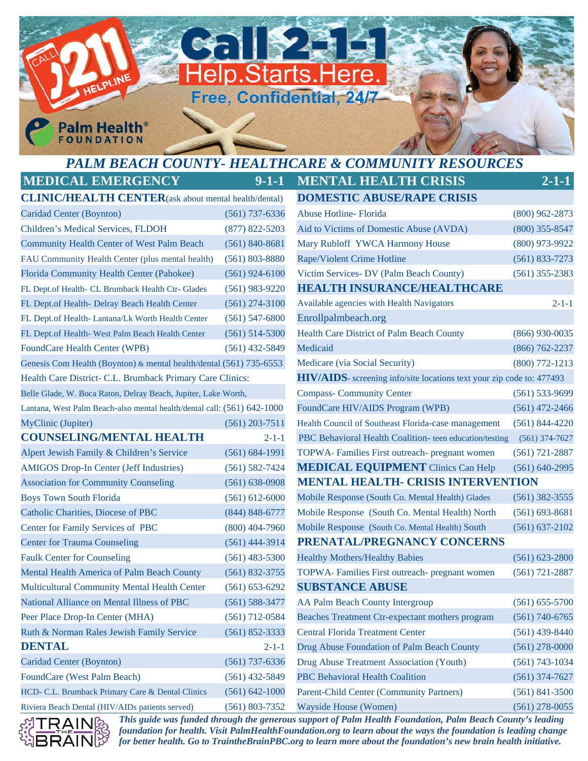Call 2-1-1

Help.Starts.Here.

Free, Confidential, 24/7

CALL 211 HELPLINE

Palm Health® FOUNDATION

# *PALM BEACH COUNTY- HEALTHCARE & COMMUNITY RESOURCES*

## MEDICAL EMERGENCY 9-1-1

| CLINIC/HEALTH CENTER (ask about mental health/dental) | |
|---|---|
| Caridad Center (Boynton) | (561) 737-6336 |
| Children's Medical Services, FLDOH | (877) 822-5203 |
| Community Health Center of West Palm Beach | (561) 840-8681 |
| FAU Community Health Center (plus mental health) | (561) 803-8880 |
| Florida Community Health Center (Pahokee) | (561) 924-6100 |
| FL Dept.of Health- CL Brumback Health Ctr- Glades | (561) 983-9220 |
| FL Dept.of Health- Delray Beach Health Center | (561) 274-3100 |
| FL Dept.of Health- Lantana/Lk Worth Health Center | (561) 547-6800 |
| FL Dept.of Health- West Palm Beach Health Center | (561) 514-5300 |
| FoundCare Health Center (WPB) | (561) 432-5849 |
| Genesis Com Health (Boynton) & mental health/dental | (561) 735-6553 |
| Health Care District- C.L. Brumback Primary Care Clinics: Belle Glade, W. Boca Raton, Delray Beach, Jupiter, Lake Worth, Lantana, West Palm Beach-also mental health/dental call: | (561) 642-1000 |
| MyClinic (Jupiter) | (561) 203-7511 |

| COUNSELING/MENTAL HEALTH | 2-1-1 |
|---|---|
| Alpert Jewish Family & Children's Service | (561) 684-1991 |
| AMIGOS Drop-In Center (Jeff Industries) | (561) 582-7424 |
| Association for Community Counseling | (561) 638-0908 |
| Boys Town South Florida | (561) 612-6000 |
| Catholic Charities, Diocese of PBC | (844) 848-6777 |
| Center for Family Services of PBC | (800) 404-7960 |
| Center for Trauma Counseling | (561) 444-3914 |
| Faulk Center for Counseling | (561) 483-5300 |
| Mental Health America of Palm Beach County | (561) 832-3755 |
| Multicultural Community Mental Health Center | (561) 653-6292 |
| National Alliance on Mental Illness of PBC | (561) 588-3477 |
| Peer Place Drop-In Center (MHA) | (561) 712-0584 |
| Ruth & Norman Rales Jewish Family Service | (561) 852-3333 |

| DENTAL | 2-1-1 |
|---|---|
| Caridad Center (Boynton) | (561) 737-6336 |
| FoundCare (West Palm Beach) | (561) 432-5849 |
| HCD- C.L. Brumback Primary Care & Dental Clinics | (561) 642-1000 |
| Riviera Beach Dental (HIV/AIDs patients served) | (561) 803-7352 |

## MENTAL HEALTH CRISIS 2-1-1

| DOMESTIC ABUSE/RAPE CRISIS | |
|---|---|
| Abuse Hotline- Florida | (800) 962-2873 |
| Aid to Victims of Domestic Abuse (AVDA) | (800) 355-8547 |
| Mary Rubloff YWCA Harmony House | (800) 973-9922 |
| Rape/Violent Crime Hotline | (561) 833-7273 |
| Victim Services- DV (Palm Beach County) | (561) 355-2383 |

| HEALTH INSURANCE/HEALTHCARE | |
|---|---|
| Available agencies with Health Navigators | 2-1-1 |
| Enrollpalmbeach.org | |
| Health Care District of Palm Beach County | (866) 930-0035 |
| Medicaid | (866) 762-2237 |
| Medicare (via Social Security) | (800) 772-1213 |

| HIV/AIDS- screening info/site locations text your zip code to: 477493 | |
|---|---|
| Compass- Community Center | (561) 533-9699 |
| FoundCare HIV/AIDS Program (WPB) | (561) 472-2466 |
| Health Council of Southeast Florida-case management | (561) 844-4220 |
| PBC Behavioral Health Coalition- teen education/testing | (561) 374-7627 |
| TOPWA- Families First outreach- pregnant women | (561) 721-2887 |

| MEDICAL EQUIPMENT Clinics Can Help | (561) 640-2995 |
|---|---|

| MENTAL HEALTH- CRISIS INTERVENTION | |
|---|---|
| Mobile Response (South Co. Mental Health) Glades | (561) 382-3555 |
| Mobile Response (South Co. Mental Health) North | (561) 693-8681 |
| Mobile Response (South Co. Mental Health) South | (561) 637-2102 |

| PRENATAL/PREGNANCY CONCERNS | |
|---|---|
| Healthy Mothers/Healthy Babies | (561) 623-2800 |
| TOPWA- Families First outreach- pregnant women | (561) 721-2887 |

| SUBSTANCE ABUSE | |
|---|---|
| AA Palm Beach County Intergroup | (561) 655-5700 |
| Beaches Treatment Ctr-expectant mothers program | (561) 740-6765 |
| Central Florida Treatment Center | (561) 439-8440 |
| Drug Abuse Foundation of Palm Beach County | (561) 278-0000 |
| Drug Abuse Treatment Association (Youth) | (561) 743-1034 |
| PBC Behavioral Health Coalition | (561) 374-7627 |
| Parent-Child Center (Community Partners) | (561) 841-3500 |
| Wayside House (Women) | (561) 278-0055 |

TRAIN THE BRAIN

***This guide was funded through the generous support of Palm Health Foundation, Palm Beach County's leading foundation for health. Visit PalmHealthFoundation.org to learn about the ways the foundation is leading change for better health. Go to TraintheBrainPBC.org to learn more about the foundation's new brain health initiative.***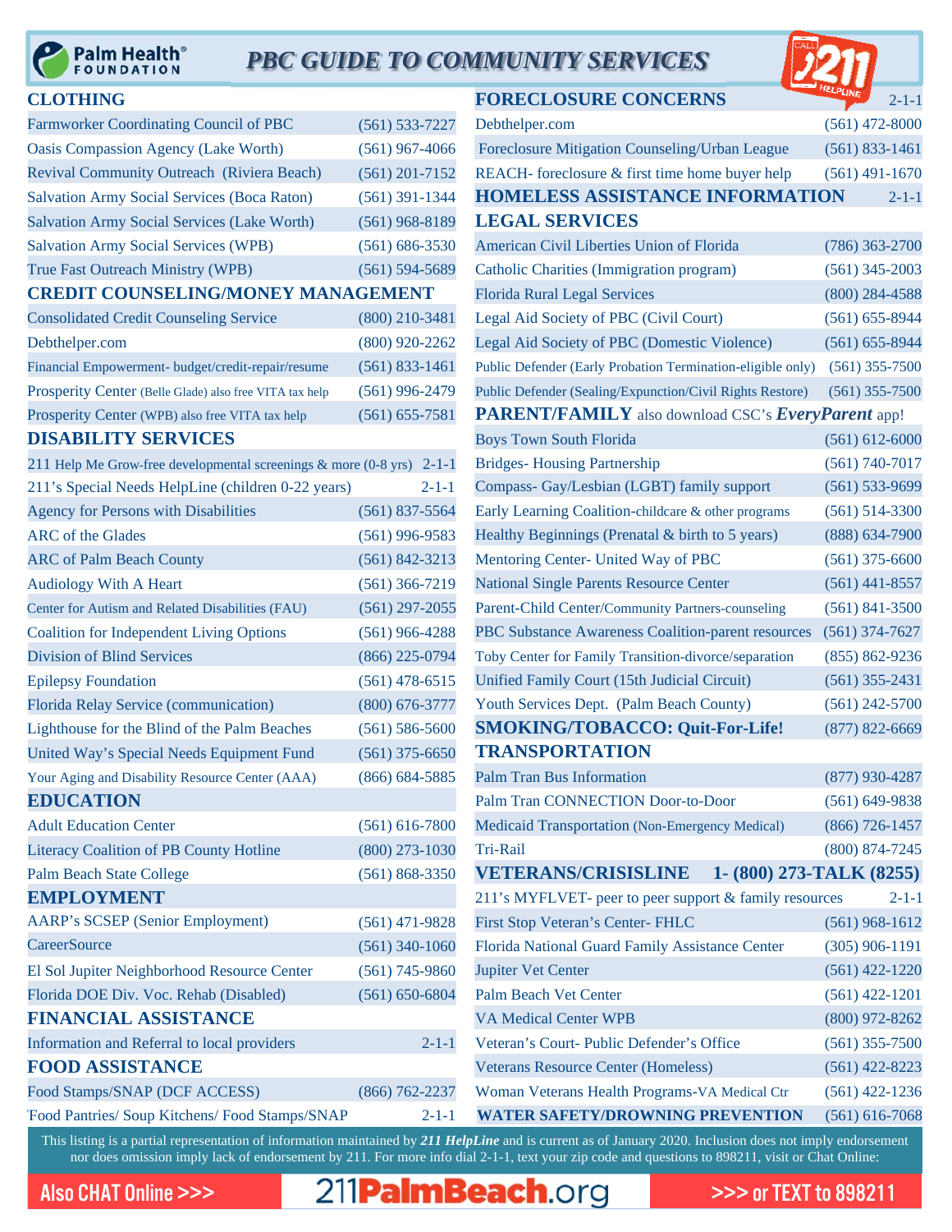# PBC GUIDE TO COMMUNITY SERVICES

## CLOTHING

| | |
|---|---|
| Farmworker Coordinating Council of PBC | (561) 533-7227 |
| Oasis Compassion Agency (Lake Worth) | (561) 967-4066 |
| Revival Community Outreach (Riviera Beach) | (561) 201-7152 |
| Salvation Army Social Services (Boca Raton) | (561) 391-1344 |
| Salvation Army Social Services (Lake Worth) | (561) 968-8189 |
| Salvation Army Social Services (WPB) | (561) 686-3530 |
| True Fast Outreach Ministry (WPB) | (561) 594-5689 |

## CREDIT COUNSELING/MONEY MANAGEMENT

| | |
|---|---|
| Consolidated Credit Counseling Service | (800) 210-3481 |
| Debthelper.com | (800) 920-2262 |
| Financial Empowerment- budget/credit-repair/resume | (561) 833-1461 |
| Prosperity Center (Belle Glade) also free VITA tax help | (561) 996-2479 |
| Prosperity Center (WPB) also free VITA tax help | (561) 655-7581 |

## DISABILITY SERVICES

| | |
|---|---|
| 211 Help Me Grow-free developmental screenings & more (0-8 yrs) | 2-1-1 |
| 211's Special Needs HelpLine (children 0-22 years) | 2-1-1 |
| Agency for Persons with Disabilities | (561) 837-5564 |
| ARC of the Glades | (561) 996-9583 |
| ARC of Palm Beach County | (561) 842-3213 |
| Audiology With A Heart | (561) 366-7219 |
| Center for Autism and Related Disabilities (FAU) | (561) 297-2055 |
| Coalition for Independent Living Options | (561) 966-4288 |
| Division of Blind Services | (866) 225-0794 |
| Epilepsy Foundation | (561) 478-6515 |
| Florida Relay Service (communication) | (800) 676-3777 |
| Lighthouse for the Blind of the Palm Beaches | (561) 586-5600 |
| United Way's Special Needs Equipment Fund | (561) 375-6650 |
| Your Aging and Disability Resource Center (AAA) | (866) 684-5885 |

## EDUCATION

| | |
|---|---|
| Adult Education Center | (561) 616-7800 |
| Literacy Coalition of PB County Hotline | (800) 273-1030 |
| Palm Beach State College | (561) 868-3350 |

## EMPLOYMENT

| | |
|---|---|
| AARP's SCSEP (Senior Employment) | (561) 471-9828 |
| CareerSource | (561) 340-1060 |
| El Sol Jupiter Neighborhood Resource Center | (561) 745-9860 |
| Florida DOE Div. Voc. Rehab (Disabled) | (561) 650-6804 |

## FINANCIAL ASSISTANCE

| | |
|---|---|
| Information and Referral to local providers | 2-1-1 |

## FOOD ASSISTANCE

| | |
|---|---|
| Food Stamps/SNAP (DCF ACCESS) | (866) 762-2237 |
| Food Pantries/ Soup Kitchens/ Food Stamps/SNAP | 2-1-1 |

## FORECLOSURE CONCERNS — 2-1-1

| | |
|---|---|
| Debthelper.com | (561) 472-8000 |
| Foreclosure Mitigation Counseling/Urban League | (561) 833-1461 |
| REACH- foreclosure & first time home buyer help | (561) 491-1670 |

## HOMELESS ASSISTANCE INFORMATION — 2-1-1

## LEGAL SERVICES

| | |
|---|---|
| American Civil Liberties Union of Florida | (786) 363-2700 |
| Catholic Charities (Immigration program) | (561) 345-2003 |
| Florida Rural Legal Services | (800) 284-4588 |
| Legal Aid Society of PBC (Civil Court) | (561) 655-8944 |
| Legal Aid Society of PBC (Domestic Violence) | (561) 655-8944 |
| Public Defender (Early Probation Termination-eligible only) | (561) 355-7500 |
| Public Defender (Sealing/Expunction/Civil Rights Restore) | (561) 355-7500 |

## PARENT/FAMILY also download CSC's *EveryParent* app!

| | |
|---|---|
| Boys Town South Florida | (561) 612-6000 |
| Bridges- Housing Partnership | (561) 740-7017 |
| Compass- Gay/Lesbian (LGBT) family support | (561) 533-9699 |
| Early Learning Coalition-childcare & other programs | (561) 514-3300 |
| Healthy Beginnings (Prenatal & birth to 5 years) | (888) 634-7900 |
| Mentoring Center- United Way of PBC | (561) 375-6600 |
| National Single Parents Resource Center | (561) 441-8557 |
| Parent-Child Center/Community Partners-counseling | (561) 841-3500 |
| PBC Substance Awareness Coalition-parent resources | (561) 374-7627 |
| Toby Center for Family Transition-divorce/separation | (855) 862-9236 |
| Unified Family Court (15th Judicial Circuit) | (561) 355-2431 |
| Youth Services Dept. (Palm Beach County) | (561) 242-5700 |

## SMOKING/TOBACCO: Quit-For-Life! — (877) 822-6669

## TRANSPORTATION

| | |
|---|---|
| Palm Tran Bus Information | (877) 930-4287 |
| Palm Tran CONNECTION Door-to-Door | (561) 649-9838 |
| Medicaid Transportation (Non-Emergency Medical) | (866) 726-1457 |
| Tri-Rail | (800) 874-7245 |

## VETERANS/CRISISLINE 1- (800) 273-TALK (8255)

| | |
|---|---|
| 211's MYFLVET- peer to peer support & family resources | 2-1-1 |
| First Stop Veteran's Center- FHLC | (561) 968-1612 |
| Florida National Guard Family Assistance Center | (305) 906-1191 |
| Jupiter Vet Center | (561) 422-1220 |
| Palm Beach Vet Center | (561) 422-1201 |
| VA Medical Center WPB | (800) 972-8262 |
| Veteran's Court- Public Defender's Office | (561) 355-7500 |
| Veterans Resource Center (Homeless) | (561) 422-8223 |
| Woman Veterans Health Programs-VA Medical Ctr | (561) 422-1236 |

## WATER SAFETY/DROWNING PREVENTION — (561) 616-7068

This listing is a partial representation of information maintained by ***211 HelpLine*** and is current as of January 2020. Inclusion does not imply endorsement nor does omission imply lack of endorsement by 211. For more info dial 2-1-1, text your zip code and questions to 898211, visit or Chat Online:

**Also CHAT Online >>>** 211PalmBeach.org **>>> or TEXT to 898211**